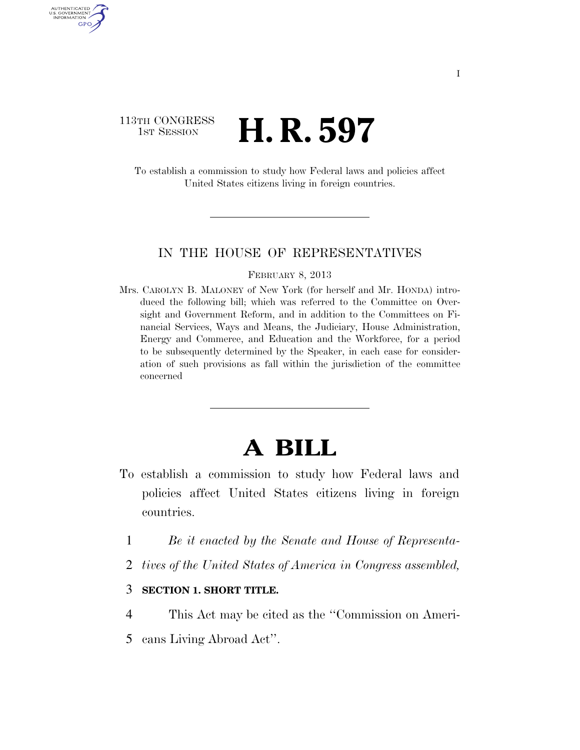113TH CONGRESS
1ST SESSION

# H. R. 597

To establish a commission to study how Federal laws and policies affect United States citizens living in foreign countries.

IN THE HOUSE OF REPRESENTATIVES

FEBRUARY 8, 2013

Mrs. CAROLYN B. MALONEY of New York (for herself and Mr. HONDA) introduced the following bill; which was referred to the Committee on Oversight and Government Reform, and in addition to the Committees on Financial Services, Ways and Means, the Judiciary, House Administration, Energy and Commerce, and Education and the Workforce, for a period to be subsequently determined by the Speaker, in each case for consideration of such provisions as fall within the jurisdiction of the committee concerned

# A BILL

To establish a commission to study how Federal laws and policies affect United States citizens living in foreign countries.

1 *Be it enacted by the Senate and House of Representa-*
2 *tives of the United States of America in Congress assembled,*

3 **SECTION 1. SHORT TITLE.**

4 This Act may be cited as the "Commission on Ameri-
5 cans Living Abroad Act".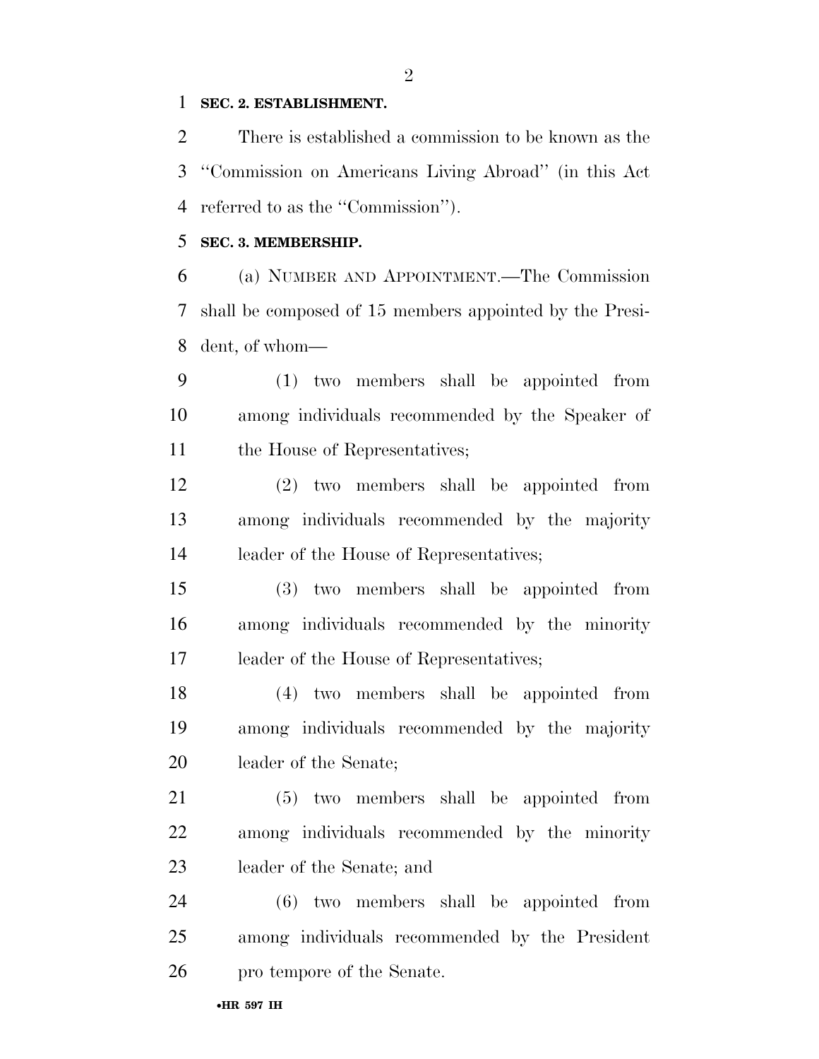**SEC. 2. ESTABLISHMENT.**

There is established a commission to be known as the ''Commission on Americans Living Abroad'' (in this Act referred to as the ''Commission'').

**SEC. 3. MEMBERSHIP.**

(a) NUMBER AND APPOINTMENT.—The Commission shall be composed of 15 members appointed by the President, of whom—

(1) two members shall be appointed from among individuals recommended by the Speaker of the House of Representatives;

(2) two members shall be appointed from among individuals recommended by the majority leader of the House of Representatives;

(3) two members shall be appointed from among individuals recommended by the minority leader of the House of Representatives;

(4) two members shall be appointed from among individuals recommended by the majority leader of the Senate;

(5) two members shall be appointed from among individuals recommended by the minority leader of the Senate; and

(6) two members shall be appointed from among individuals recommended by the President pro tempore of the Senate.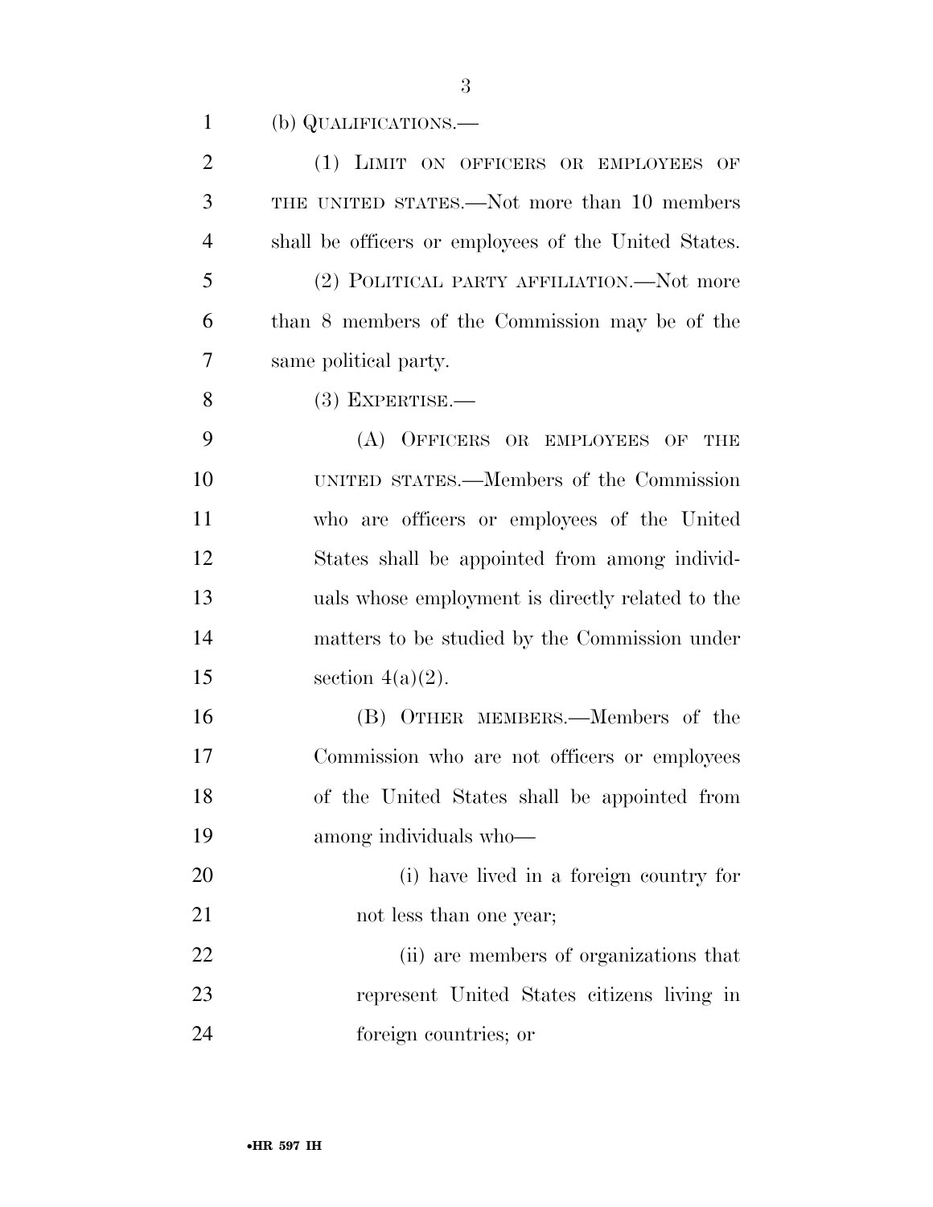(b) QUALIFICATIONS.—

(1) LIMIT ON OFFICERS OR EMPLOYEES OF THE UNITED STATES.—Not more than 10 members shall be officers or employees of the United States.

(2) POLITICAL PARTY AFFILIATION.—Not more than 8 members of the Commission may be of the same political party.

(3) EXPERTISE.—

(A) OFFICERS OR EMPLOYEES OF THE UNITED STATES.—Members of the Commission who are officers or employees of the United States shall be appointed from among individuals whose employment is directly related to the matters to be studied by the Commission under section 4(a)(2).

(B) OTHER MEMBERS.—Members of the Commission who are not officers or employees of the United States shall be appointed from among individuals who—

(i) have lived in a foreign country for not less than one year;

(ii) are members of organizations that represent United States citizens living in foreign countries; or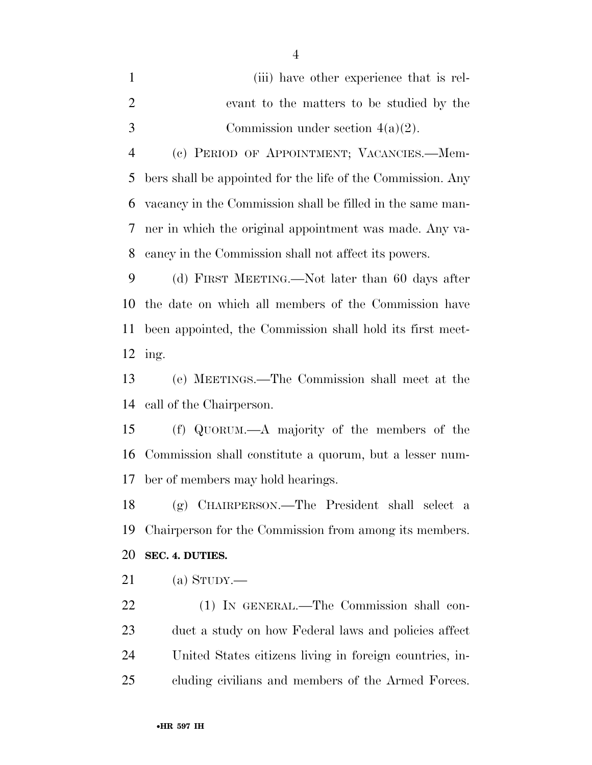(iii) have other experience that is relevant to the matters to be studied by the Commission under section 4(a)(2).

(c) PERIOD OF APPOINTMENT; VACANCIES.—Members shall be appointed for the life of the Commission. Any vacancy in the Commission shall be filled in the same manner in which the original appointment was made. Any vacancy in the Commission shall not affect its powers.

(d) FIRST MEETING.—Not later than 60 days after the date on which all members of the Commission have been appointed, the Commission shall hold its first meeting.

(e) MEETINGS.—The Commission shall meet at the call of the Chairperson.

(f) QUORUM.—A majority of the members of the Commission shall constitute a quorum, but a lesser number of members may hold hearings.

(g) CHAIRPERSON.—The President shall select a Chairperson for the Commission from among its members.

**SEC. 4. DUTIES.**

(a) STUDY.—

(1) IN GENERAL.—The Commission shall conduct a study on how Federal laws and policies affect United States citizens living in foreign countries, including civilians and members of the Armed Forces.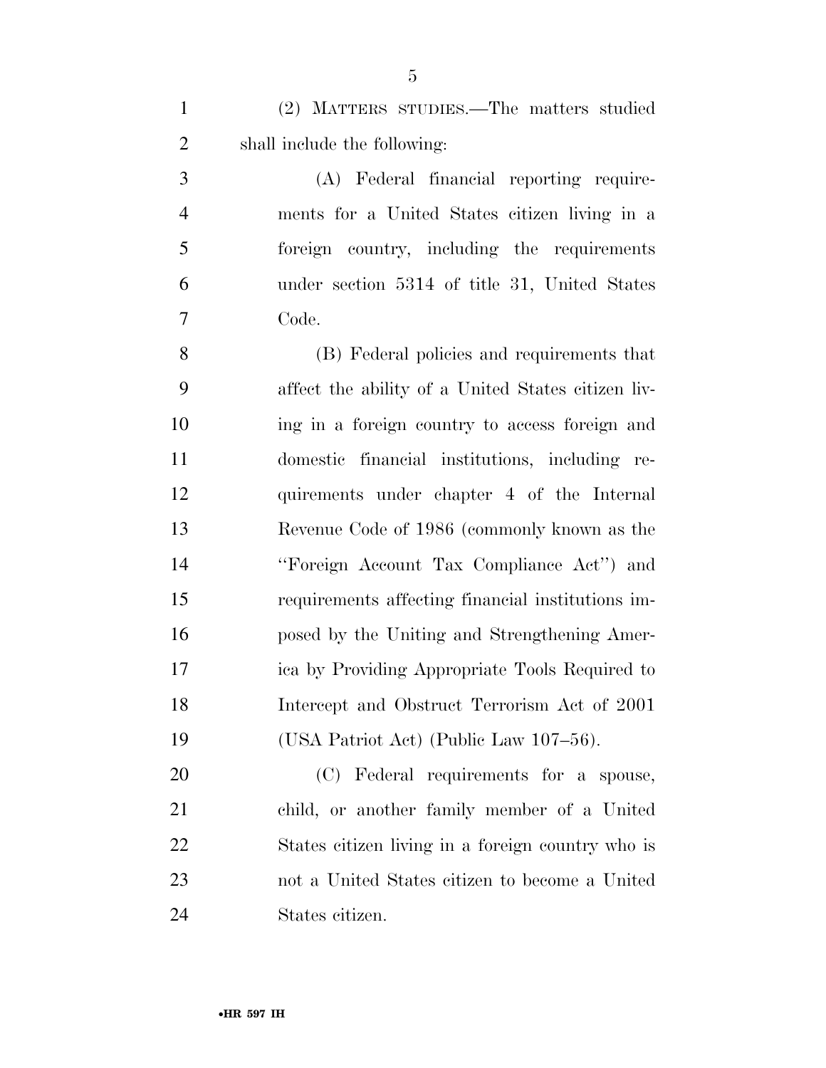(2) MATTERS STUDIES.—The matters studied shall include the following:

(A) Federal financial reporting requirements for a United States citizen living in a foreign country, including the requirements under section 5314 of title 31, United States Code.

(B) Federal policies and requirements that affect the ability of a United States citizen living in a foreign country to access foreign and domestic financial institutions, including requirements under chapter 4 of the Internal Revenue Code of 1986 (commonly known as the ''Foreign Account Tax Compliance Act'') and requirements affecting financial institutions imposed by the Uniting and Strengthening America by Providing Appropriate Tools Required to Intercept and Obstruct Terrorism Act of 2001 (USA Patriot Act) (Public Law 107–56).

(C) Federal requirements for a spouse, child, or another family member of a United States citizen living in a foreign country who is not a United States citizen to become a United States citizen.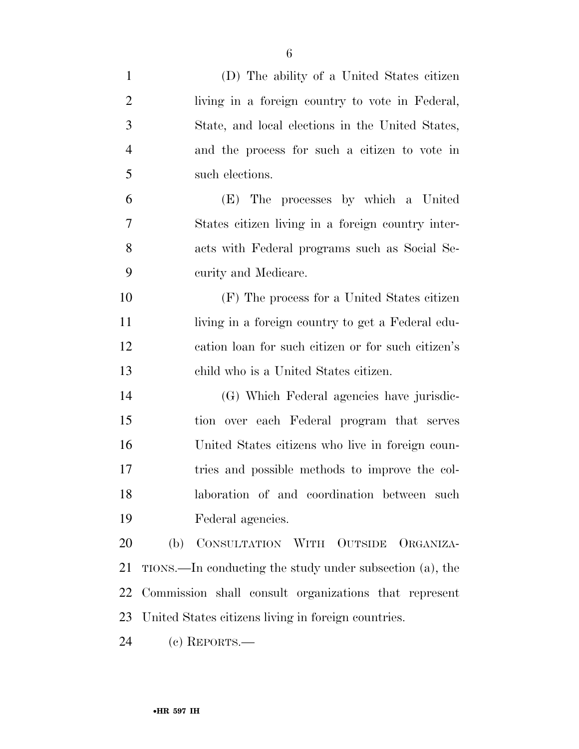(D) The ability of a United States citizen living in a foreign country to vote in Federal, State, and local elections in the United States, and the process for such a citizen to vote in such elections.

(E) The processes by which a United States citizen living in a foreign country interacts with Federal programs such as Social Security and Medicare.

(F) The process for a United States citizen living in a foreign country to get a Federal education loan for such citizen or for such citizen's child who is a United States citizen.

(G) Which Federal agencies have jurisdiction over each Federal program that serves United States citizens who live in foreign countries and possible methods to improve the collaboration of and coordination between such Federal agencies.

(b) CONSULTATION WITH OUTSIDE ORGANIZATIONS.—In conducting the study under subsection (a), the Commission shall consult organizations that represent United States citizens living in foreign countries.

(c) REPORTS.—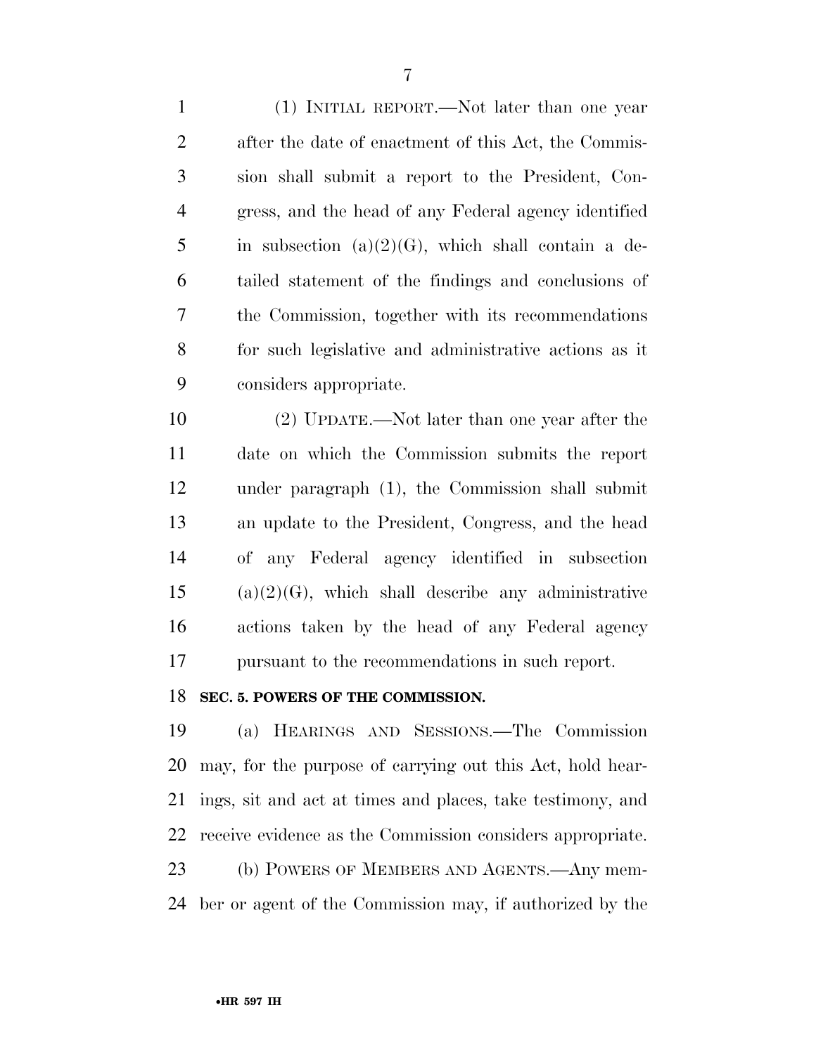(1) INITIAL REPORT.—Not later than one year after the date of enactment of this Act, the Commission shall submit a report to the President, Congress, and the head of any Federal agency identified in subsection (a)(2)(G), which shall contain a detailed statement of the findings and conclusions of the Commission, together with its recommendations for such legislative and administrative actions as it considers appropriate.

(2) UPDATE.—Not later than one year after the date on which the Commission submits the report under paragraph (1), the Commission shall submit an update to the President, Congress, and the head of any Federal agency identified in subsection (a)(2)(G), which shall describe any administrative actions taken by the head of any Federal agency pursuant to the recommendations in such report.

**SEC. 5. POWERS OF THE COMMISSION.**

(a) HEARINGS AND SESSIONS.—The Commission may, for the purpose of carrying out this Act, hold hearings, sit and act at times and places, take testimony, and receive evidence as the Commission considers appropriate.

(b) POWERS OF MEMBERS AND AGENTS.—Any member or agent of the Commission may, if authorized by the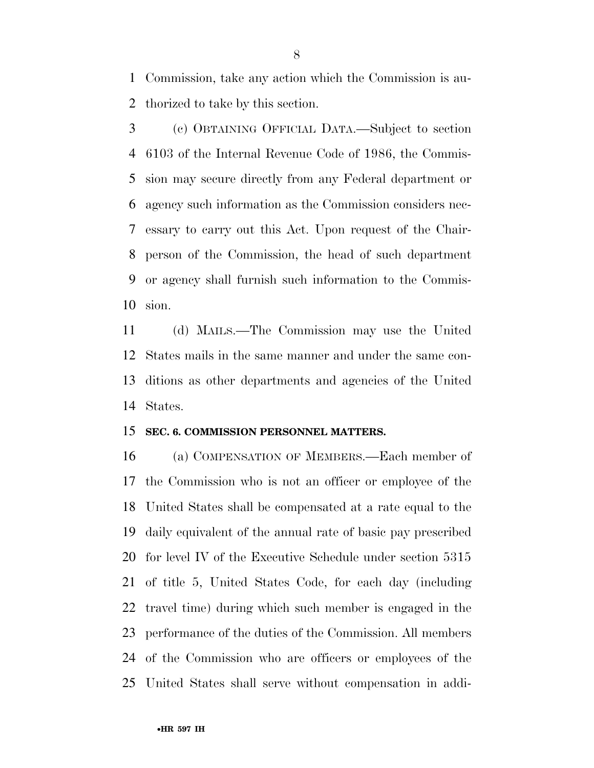Commission, take any action which the Commission is authorized to take by this section.

(c) OBTAINING OFFICIAL DATA.—Subject to section 6103 of the Internal Revenue Code of 1986, the Commission may secure directly from any Federal department or agency such information as the Commission considers necessary to carry out this Act. Upon request of the Chairperson of the Commission, the head of such department or agency shall furnish such information to the Commission.

(d) MAILS.—The Commission may use the United States mails in the same manner and under the same conditions as other departments and agencies of the United States.

**SEC. 6. COMMISSION PERSONNEL MATTERS.**

(a) COMPENSATION OF MEMBERS.—Each member of the Commission who is not an officer or employee of the United States shall be compensated at a rate equal to the daily equivalent of the annual rate of basic pay prescribed for level IV of the Executive Schedule under section 5315 of title 5, United States Code, for each day (including travel time) during which such member is engaged in the performance of the duties of the Commission. All members of the Commission who are officers or employees of the United States shall serve without compensation in addi-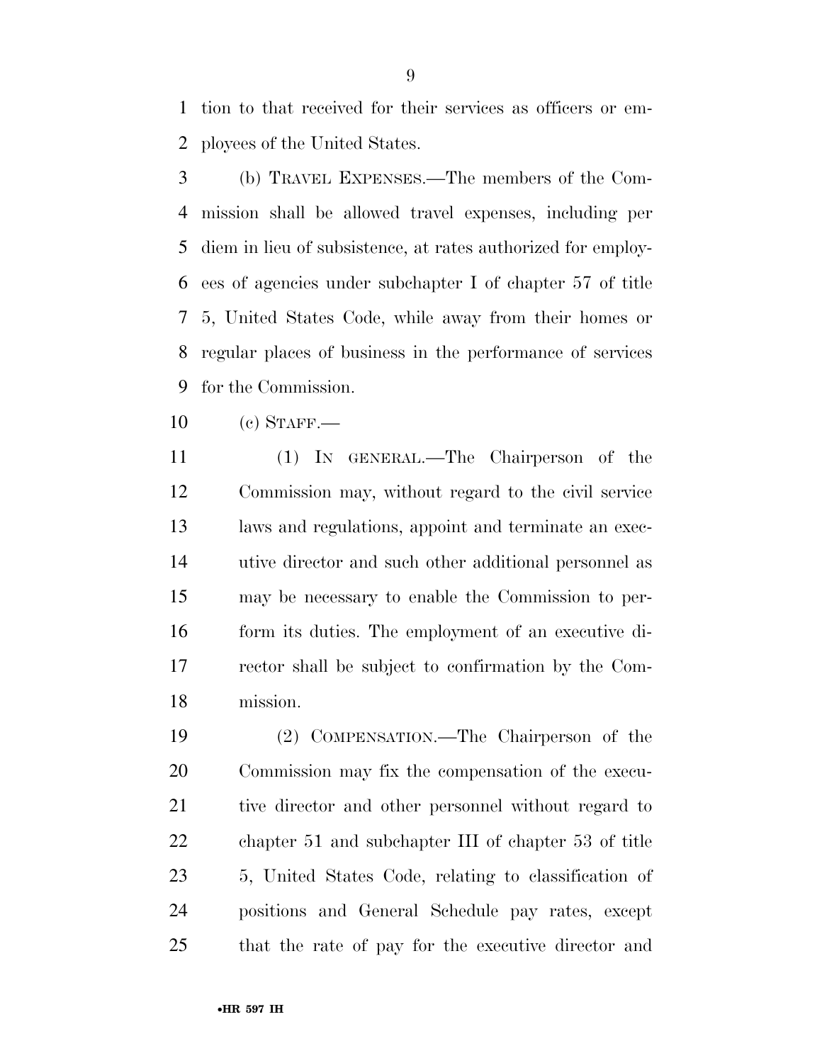tion to that received for their services as officers or employees of the United States.

(b) TRAVEL EXPENSES.—The members of the Commission shall be allowed travel expenses, including per diem in lieu of subsistence, at rates authorized for employees of agencies under subchapter I of chapter 57 of title 5, United States Code, while away from their homes or regular places of business in the performance of services for the Commission.

(c) STAFF.—

(1) IN GENERAL.—The Chairperson of the Commission may, without regard to the civil service laws and regulations, appoint and terminate an executive director and such other additional personnel as may be necessary to enable the Commission to perform its duties. The employment of an executive director shall be subject to confirmation by the Commission.

(2) COMPENSATION.—The Chairperson of the Commission may fix the compensation of the executive director and other personnel without regard to chapter 51 and subchapter III of chapter 53 of title 5, United States Code, relating to classification of positions and General Schedule pay rates, except that the rate of pay for the executive director and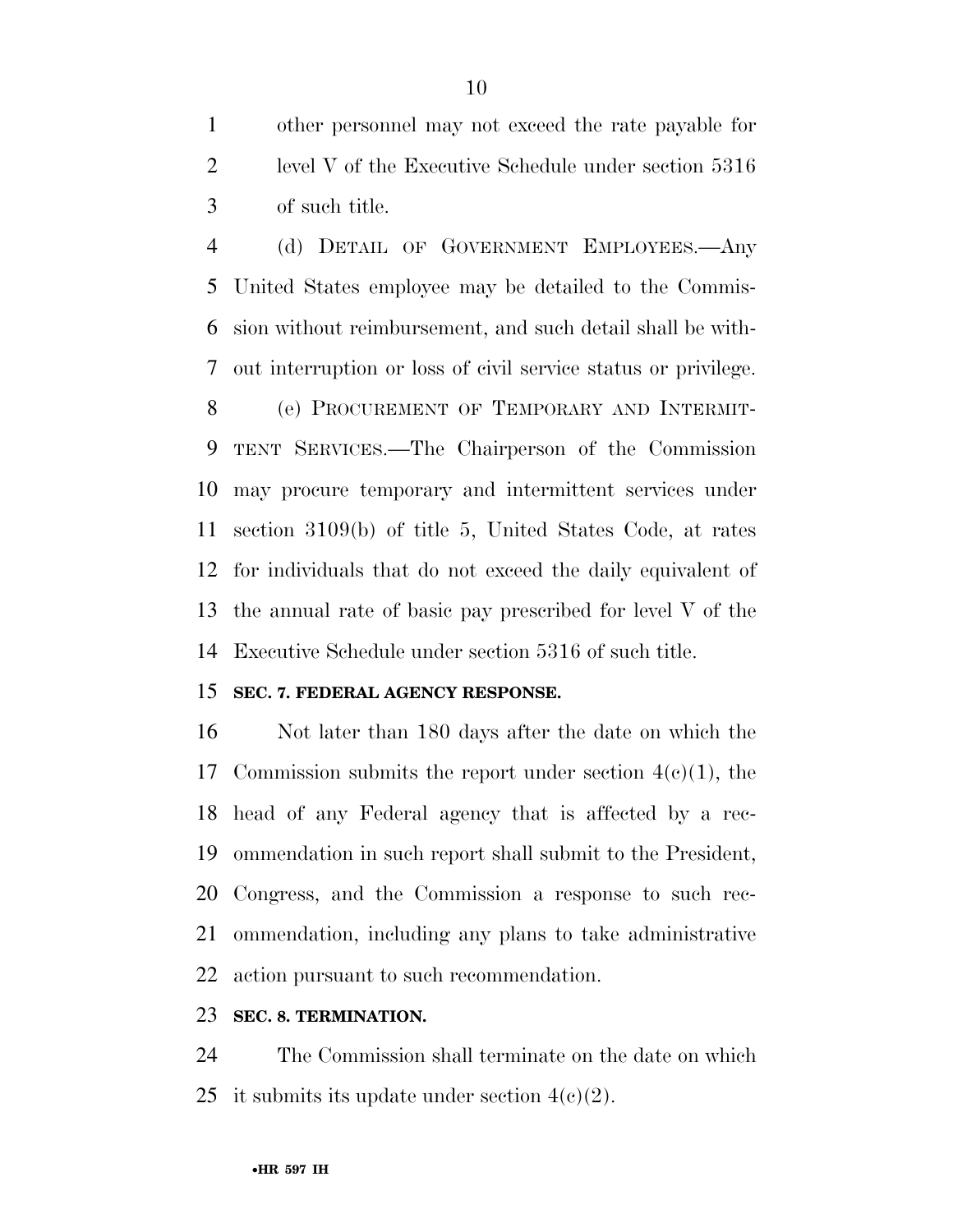other personnel may not exceed the rate payable for level V of the Executive Schedule under section 5316 of such title.

(d) DETAIL OF GOVERNMENT EMPLOYEES.—Any United States employee may be detailed to the Commission without reimbursement, and such detail shall be without interruption or loss of civil service status or privilege.

(e) PROCUREMENT OF TEMPORARY AND INTERMITTENT SERVICES.—The Chairperson of the Commission may procure temporary and intermittent services under section 3109(b) of title 5, United States Code, at rates for individuals that do not exceed the daily equivalent of the annual rate of basic pay prescribed for level V of the Executive Schedule under section 5316 of such title.

**SEC. 7. FEDERAL AGENCY RESPONSE.**

Not later than 180 days after the date on which the Commission submits the report under section 4(c)(1), the head of any Federal agency that is affected by a recommendation in such report shall submit to the President, Congress, and the Commission a response to such recommendation, including any plans to take administrative action pursuant to such recommendation.

**SEC. 8. TERMINATION.**

The Commission shall terminate on the date on which it submits its update under section 4(c)(2).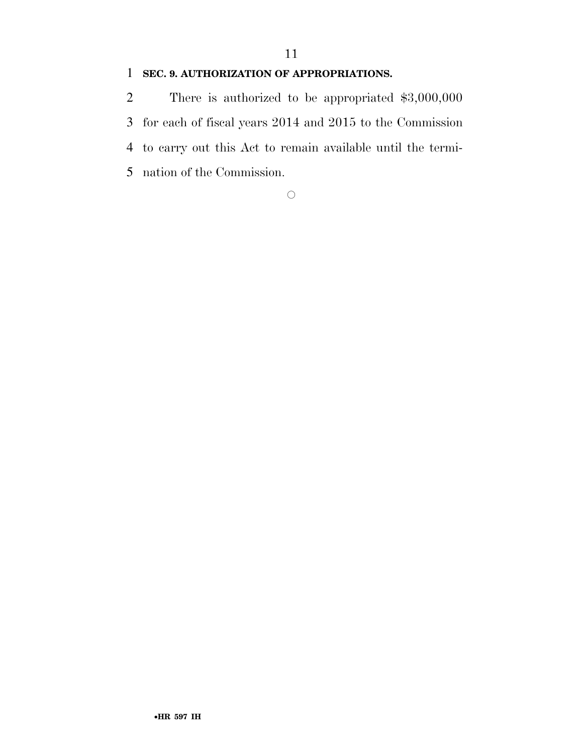**SEC. 9. AUTHORIZATION OF APPROPRIATIONS.**

There is authorized to be appropriated $3,000,000 for each of fiscal years 2014 and 2015 to the Commission to carry out this Act to remain available until the termination of the Commission.

○